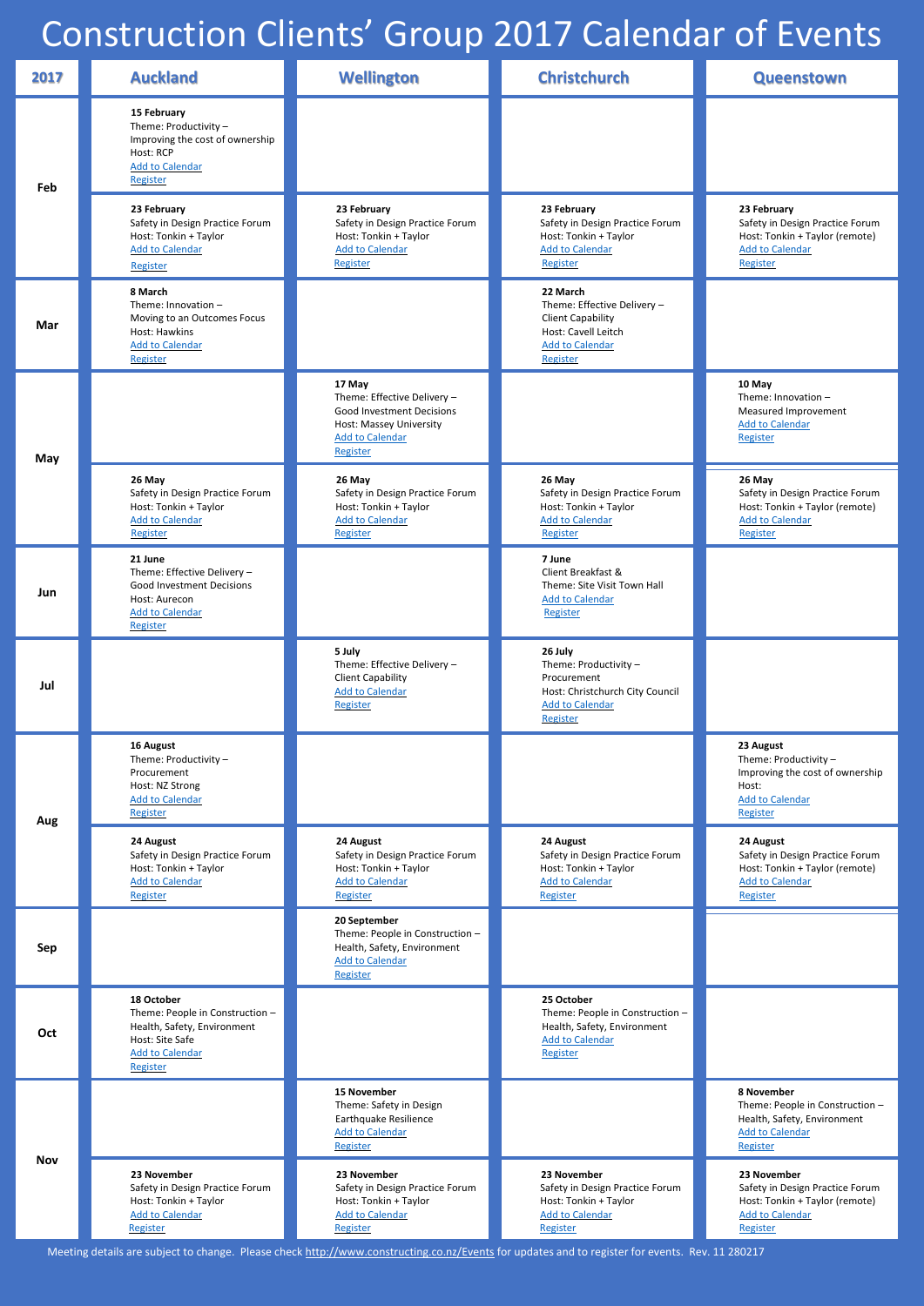# Construction Clients' Group 2017 Calendar of Events

| 2017 | Auckland | Wellington | Christchurch | Queenstown |
| --- | --- | --- | --- | --- |
| Feb | **15 February**<br>Theme: Productivity – Improving the cost of ownership<br>Host: RCP<br>Add to Calendar<br>Register | | | |
| Feb | **23 February**<br>Safety in Design Practice Forum<br>Host: Tonkin + Taylor<br>Add to Calendar<br>Register | **23 February**<br>Safety in Design Practice Forum<br>Host: Tonkin + Taylor<br>Add to Calendar<br>Register | **23 February**<br>Safety in Design Practice Forum<br>Host: Tonkin + Taylor<br>Add to Calendar<br>Register | **23 February**<br>Safety in Design Practice Forum<br>Host: Tonkin + Taylor (remote)<br>Add to Calendar<br>Register |
| Mar | **8 March**<br>Theme: Innovation – Moving to an Outcomes Focus<br>Host: Hawkins<br>Add to Calendar<br>Register | | **22 March**<br>Theme: Effective Delivery – Client Capability<br>Host: Cavell Leitch<br>Add to Calendar<br>Register | |
| May | | **17 May**<br>Theme: Effective Delivery – Good Investment Decisions<br>Host: Massey University<br>Add to Calendar<br>Register | | **10 May**<br>Theme: Innovation – Measured Improvement<br>Add to Calendar<br>Register |
| May | **26 May**<br>Safety in Design Practice Forum<br>Host: Tonkin + Taylor<br>Add to Calendar<br>Register | **26 May**<br>Safety in Design Practice Forum<br>Host: Tonkin + Taylor<br>Add to Calendar<br>Register | **26 May**<br>Safety in Design Practice Forum<br>Host: Tonkin + Taylor<br>Add to Calendar<br>Register | **26 May**<br>Safety in Design Practice Forum<br>Host: Tonkin + Taylor (remote)<br>Add to Calendar<br>Register |
| Jun | **21 June**<br>Theme: Effective Delivery – Good Investment Decisions<br>Host: Aurecon<br>Add to Calendar<br>Register | | **7 June**<br>Client Breakfast &<br>Theme: Site Visit Town Hall<br>Add to Calendar<br>Register | |
| Jul | | **5 July**<br>Theme: Effective Delivery – Client Capability<br>Add to Calendar<br>Register | **26 July**<br>Theme: Productivity – Procurement<br>Host: Christchurch City Council<br>Add to Calendar<br>Register | |
| Aug | **16 August**<br>Theme: Productivity – Procurement<br>Host: NZ Strong<br>Add to Calendar<br>Register | | | **23 August**<br>Theme: Productivity – Improving the cost of ownership<br>Host:<br>Add to Calendar<br>Register |
| Aug | **24 August**<br>Safety in Design Practice Forum<br>Host: Tonkin + Taylor<br>Add to Calendar<br>Register | **24 August**<br>Safety in Design Practice Forum<br>Host: Tonkin + Taylor<br>Add to Calendar<br>Register | **24 August**<br>Safety in Design Practice Forum<br>Host: Tonkin + Taylor<br>Add to Calendar<br>Register | **24 August**<br>Safety in Design Practice Forum<br>Host: Tonkin + Taylor (remote)<br>Add to Calendar<br>Register |
| Sep | | **20 September**<br>Theme: People in Construction – Health, Safety, Environment<br>Add to Calendar<br>Register | | |
| Oct | **18 October**<br>Theme: People in Construction – Health, Safety, Environment<br>Host: Site Safe<br>Add to Calendar<br>Register | | **25 October**<br>Theme: People in Construction – Health, Safety, Environment<br>Add to Calendar<br>Register | |
| Nov | | **15 November**<br>Theme: Safety in Design Earthquake Resilience<br>Add to Calendar<br>Register | | **8 November**<br>Theme: People in Construction – Health, Safety, Environment<br>Add to Calendar<br>Register |
| Nov | **23 November**<br>Safety in Design Practice Forum<br>Host: Tonkin + Taylor<br>Add to Calendar<br>Register | **23 November**<br>Safety in Design Practice Forum<br>Host: Tonkin + Taylor<br>Add to Calendar<br>Register | **23 November**<br>Safety in Design Practice Forum<br>Host: Tonkin + Taylor<br>Add to Calendar<br>Register | **23 November**<br>Safety in Design Practice Forum<br>Host: Tonkin + Taylor (remote)<br>Add to Calendar<br>Register |

Meeting details are subject to change. Please check http://www.constructing.co.nz/Events for updates and to register for events. Rev. 11 280217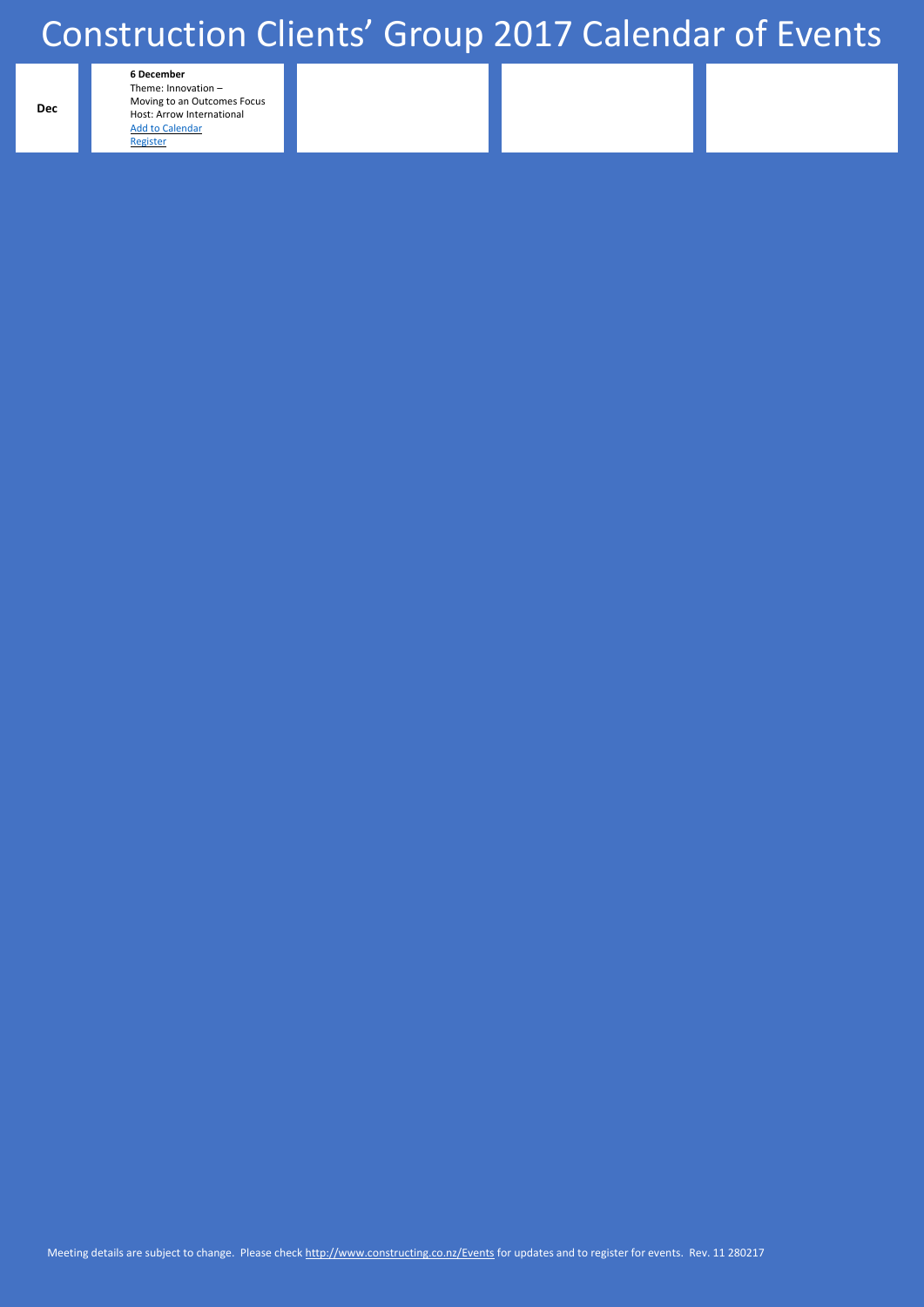# Construction Clients' Group 2017 Calendar of Events

| | | | | |
|---|---|---|---|---|
| **Dec** | **6 December**<br>Theme: Innovation – Moving to an Outcomes Focus<br>Host: Arrow International<br>Add to Calendar<br>Register | | | |

Meeting details are subject to change. Please check http://www.constructing.co.nz/Events for updates and to register for events. Rev. 11 280217